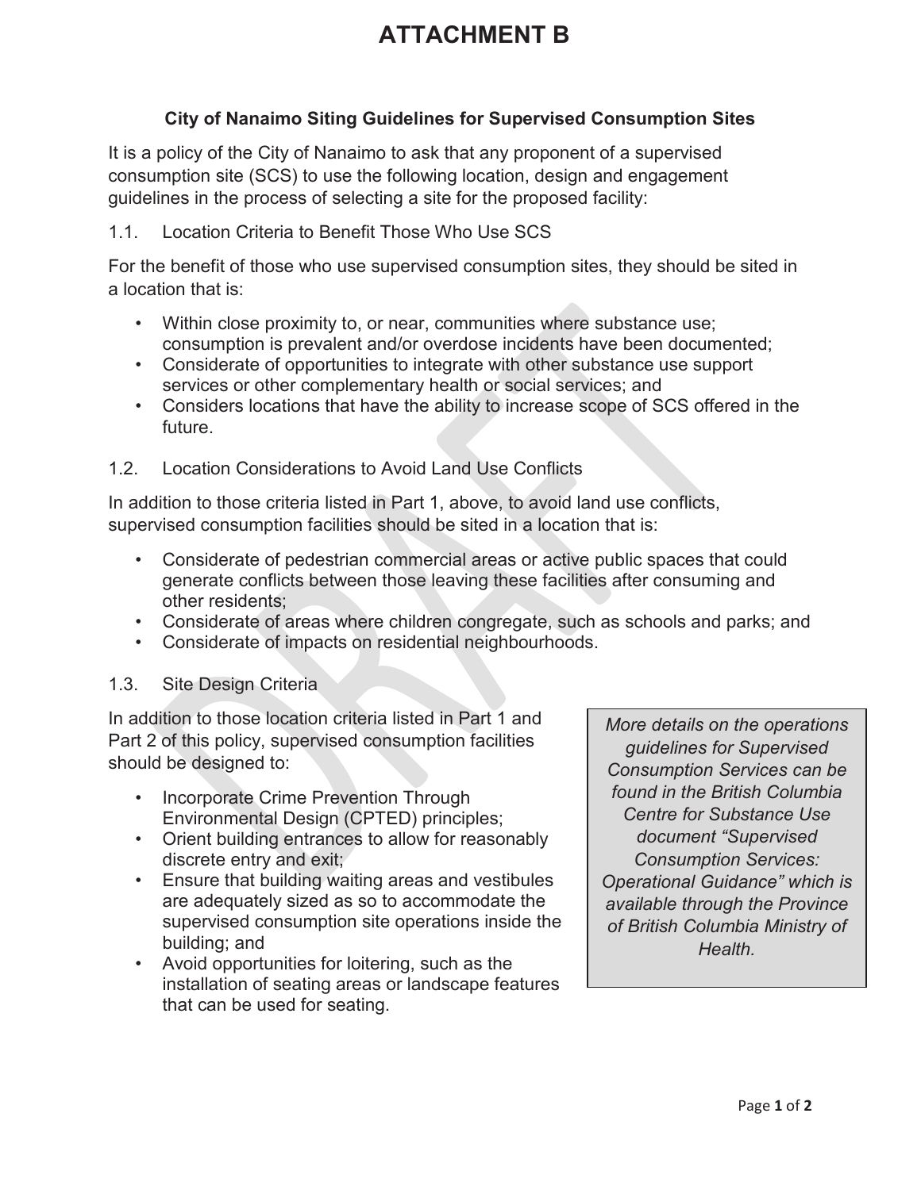# ATTACHMENT B

### City of Nanaimo Siting Guidelines for Supervised Consumption Sites

It is a policy of the City of Nanaimo to ask that any proponent of a supervised consumption site (SCS) to use the following location, design and engagement guidelines in the process of selecting a site for the proposed facility:

1.1. Location Criteria to Benefit Those Who Use SCS

For the benefit of those who use supervised consumption sites, they should be sited in a location that is:

- Within close proximity to, or near, communities where substance use; consumption is prevalent and/or overdose incidents have been documented;
- Considerate of opportunities to integrate with other substance use support services or other complementary health or social services; and
- Considers locations that have the ability to increase scope of SCS offered in the future.

1.2. Location Considerations to Avoid Land Use Conflicts

In addition to those criteria listed in Part 1, above, to avoid land use conflicts, supervised consumption facilities should be sited in a location that is:

- Considerate of pedestrian commercial areas or active public spaces that could generate conflicts between those leaving these facilities after consuming and other residents;
- Considerate of areas where children congregate, such as schools and parks; and
- Considerate of impacts on residential neighbourhoods.

1.3. Site Design Criteria

In addition to those location criteria listed in Part 1 and Part 2 of this policy, supervised consumption facilities should be designed to:

- Incorporate Crime Prevention Through Environmental Design (CPTED) principles;
- Orient building entrances to allow for reasonably discrete entry and exit;
- Ensure that building waiting areas and vestibules are adequately sized as so to accommodate the supervised consumption site operations inside the building; and
- Avoid opportunities for loitering, such as the installation of seating areas or landscape features that can be used for seating.

*More details on the operations guidelines for Supervised Consumption Services can be found in the British Columbia Centre for Substance Use document "Supervised Consumption Services: Operational Guidance" which is available through the Province of British Columbia Ministry of Health.*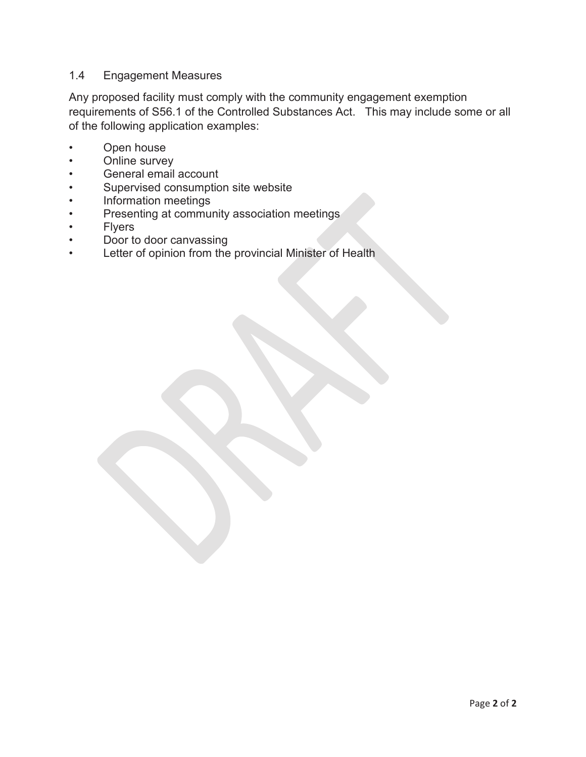## 1.4 Engagement Measures

Any proposed facility must comply with the community engagement exemption requirements of S56.1 of the Controlled Substances Act. This may include some or all of the following application examples:

- Open house
- Online survey
- General email account
- Supervised consumption site website
- Information meetings
- Presenting at community association meetings
- Flyers
- Door to door canvassing
- Letter of opinion from the provincial Minister of Health